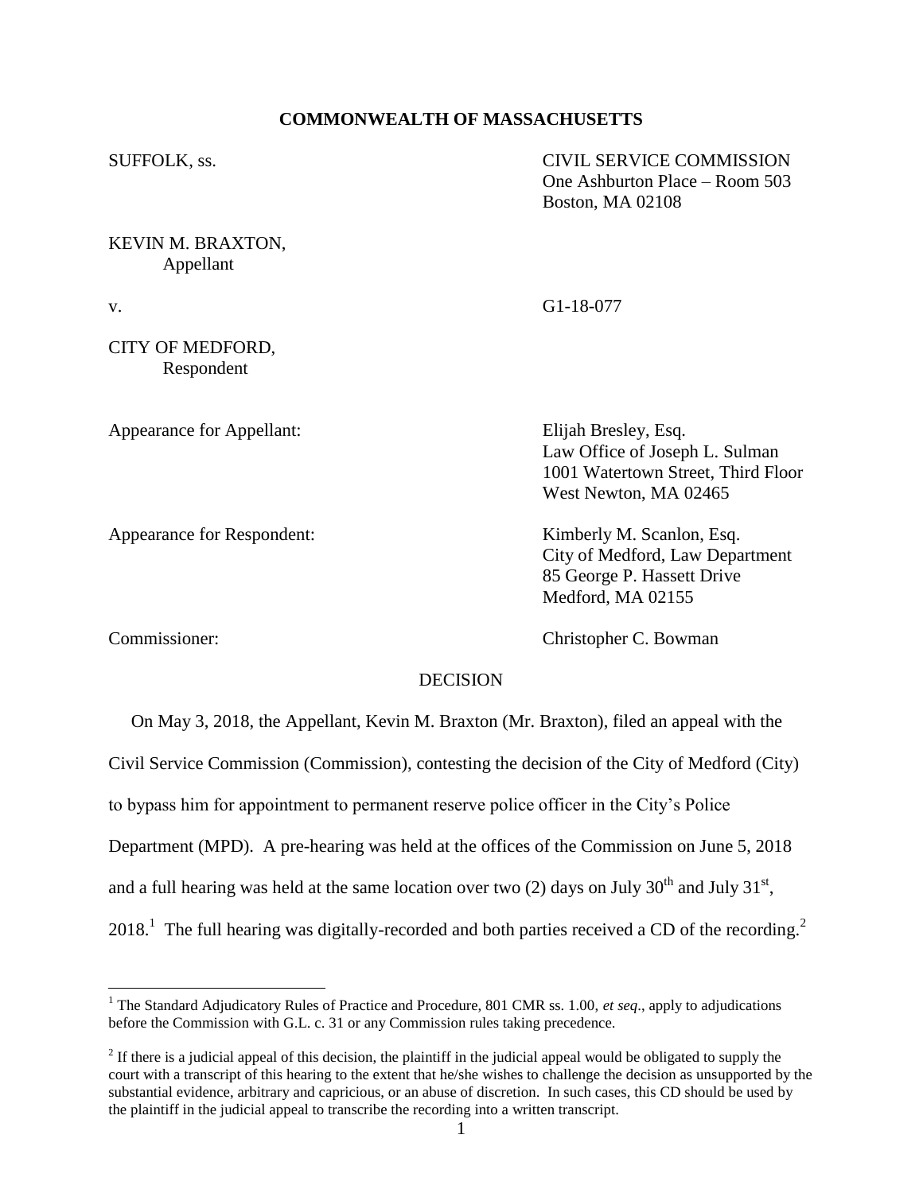**COMMONWEALTH OF MASSACHUSETTS**

SUFFOLK, ss.

CIVIL SERVICE COMMISSION
One Ashburton Place – Room 503
Boston, MA 02108

KEVIN M. BRAXTON,
Appellant

v.

G1-18-077

CITY OF MEDFORD,
Respondent

Appearance for Appellant:

Elijah Bresley, Esq.
Law Office of Joseph L. Sulman
1001 Watertown Street, Third Floor
West Newton, MA 02465

Appearance for Respondent:

Kimberly M. Scanlon, Esq.
City of Medford, Law Department
85 George P. Hassett Drive
Medford, MA 02155

Commissioner:

Christopher C. Bowman

DECISION

On May 3, 2018, the Appellant, Kevin M. Braxton (Mr. Braxton), filed an appeal with the Civil Service Commission (Commission), contesting the decision of the City of Medford (City) to bypass him for appointment to permanent reserve police officer in the City's Police Department (MPD). A pre-hearing was held at the offices of the Commission on June 5, 2018 and a full hearing was held at the same location over two (2) days on July 30th and July 31st, 2018.[1] The full hearing was digitally-recorded and both parties received a CD of the recording.[2]

---

[1] The Standard Adjudicatory Rules of Practice and Procedure, 801 CMR ss. 1.00, *et seq*., apply to adjudications before the Commission with G.L. c. 31 or any Commission rules taking precedence.

[2] If there is a judicial appeal of this decision, the plaintiff in the judicial appeal would be obligated to supply the court with a transcript of this hearing to the extent that he/she wishes to challenge the decision as unsupported by the substantial evidence, arbitrary and capricious, or an abuse of discretion. In such cases, this CD should be used by the plaintiff in the judicial appeal to transcribe the recording into a written transcript.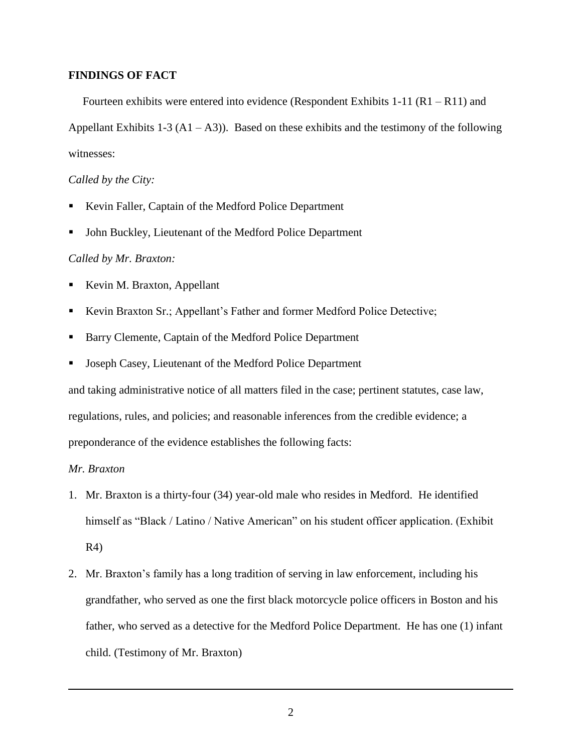**FINDINGS OF FACT**

Fourteen exhibits were entered into evidence (Respondent Exhibits 1-11 (R1 – R11) and Appellant Exhibits 1-3 (A1 – A3)). Based on these exhibits and the testimony of the following witnesses:

*Called by the City:*

- Kevin Faller, Captain of the Medford Police Department
- John Buckley, Lieutenant of the Medford Police Department

*Called by Mr. Braxton:*

- Kevin M. Braxton, Appellant
- Kevin Braxton Sr.; Appellant's Father and former Medford Police Detective;
- Barry Clemente, Captain of the Medford Police Department
- Joseph Casey, Lieutenant of the Medford Police Department

and taking administrative notice of all matters filed in the case; pertinent statutes, case law, regulations, rules, and policies; and reasonable inferences from the credible evidence; a preponderance of the evidence establishes the following facts:

*Mr. Braxton*

1. Mr. Braxton is a thirty-four (34) year-old male who resides in Medford. He identified himself as "Black / Latino / Native American" on his student officer application. (Exhibit R4)
2. Mr. Braxton's family has a long tradition of serving in law enforcement, including his grandfather, who served as one the first black motorcycle police officers in Boston and his father, who served as a detective for the Medford Police Department. He has one (1) infant child. (Testimony of Mr. Braxton)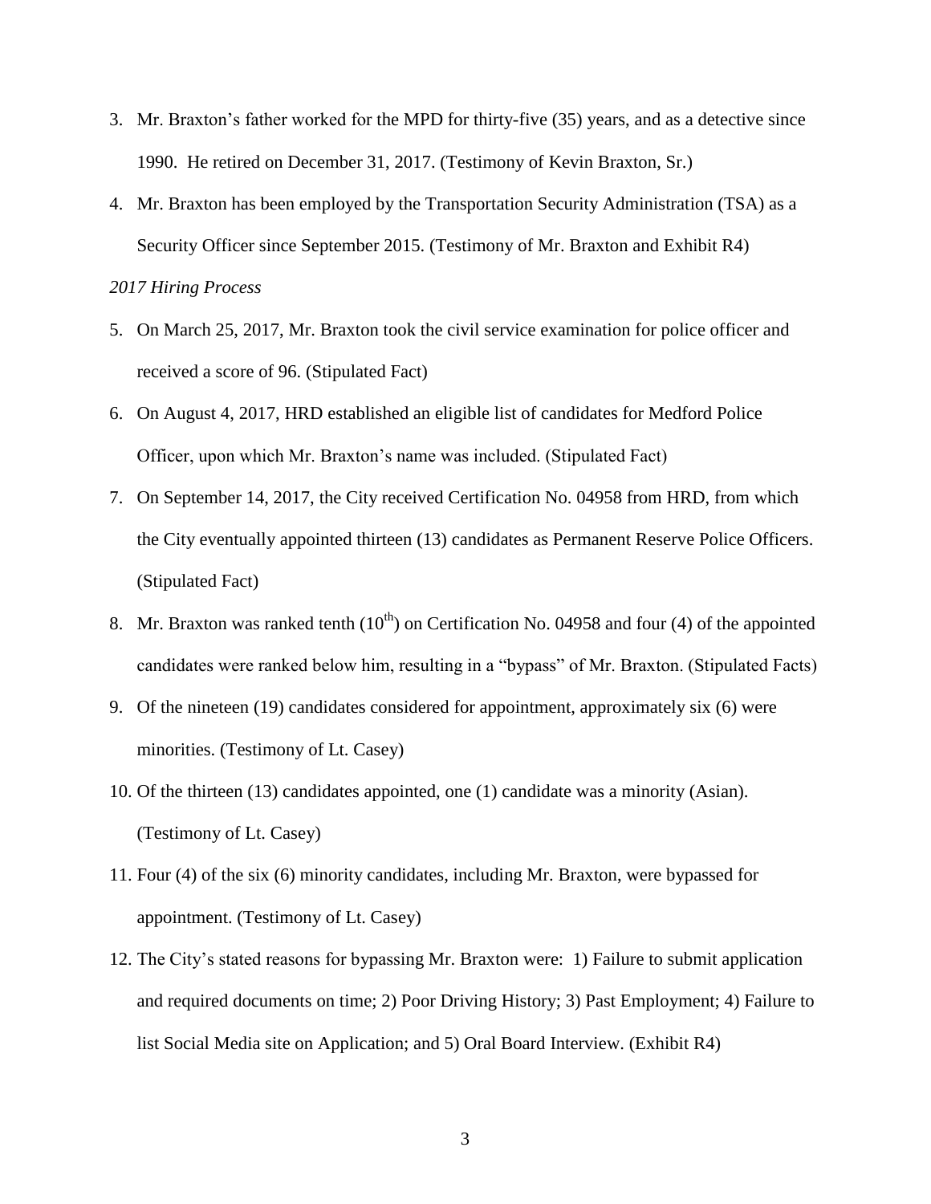3. Mr. Braxton's father worked for the MPD for thirty-five (35) years, and as a detective since 1990. He retired on December 31, 2017. (Testimony of Kevin Braxton, Sr.)

4. Mr. Braxton has been employed by the Transportation Security Administration (TSA) as a Security Officer since September 2015. (Testimony of Mr. Braxton and Exhibit R4)

*2017 Hiring Process*

5. On March 25, 2017, Mr. Braxton took the civil service examination for police officer and received a score of 96. (Stipulated Fact)

6. On August 4, 2017, HRD established an eligible list of candidates for Medford Police Officer, upon which Mr. Braxton's name was included. (Stipulated Fact)

7. On September 14, 2017, the City received Certification No. 04958 from HRD, from which the City eventually appointed thirteen (13) candidates as Permanent Reserve Police Officers. (Stipulated Fact)

8. Mr. Braxton was ranked tenth ($10^{th}$) on Certification No. 04958 and four (4) of the appointed candidates were ranked below him, resulting in a "bypass" of Mr. Braxton. (Stipulated Facts)

9. Of the nineteen (19) candidates considered for appointment, approximately six (6) were minorities. (Testimony of Lt. Casey)

10. Of the thirteen (13) candidates appointed, one (1) candidate was a minority (Asian). (Testimony of Lt. Casey)

11. Four (4) of the six (6) minority candidates, including Mr. Braxton, were bypassed for appointment. (Testimony of Lt. Casey)

12. The City's stated reasons for bypassing Mr. Braxton were: 1) Failure to submit application and required documents on time; 2) Poor Driving History; 3) Past Employment; 4) Failure to list Social Media site on Application; and 5) Oral Board Interview. (Exhibit R4)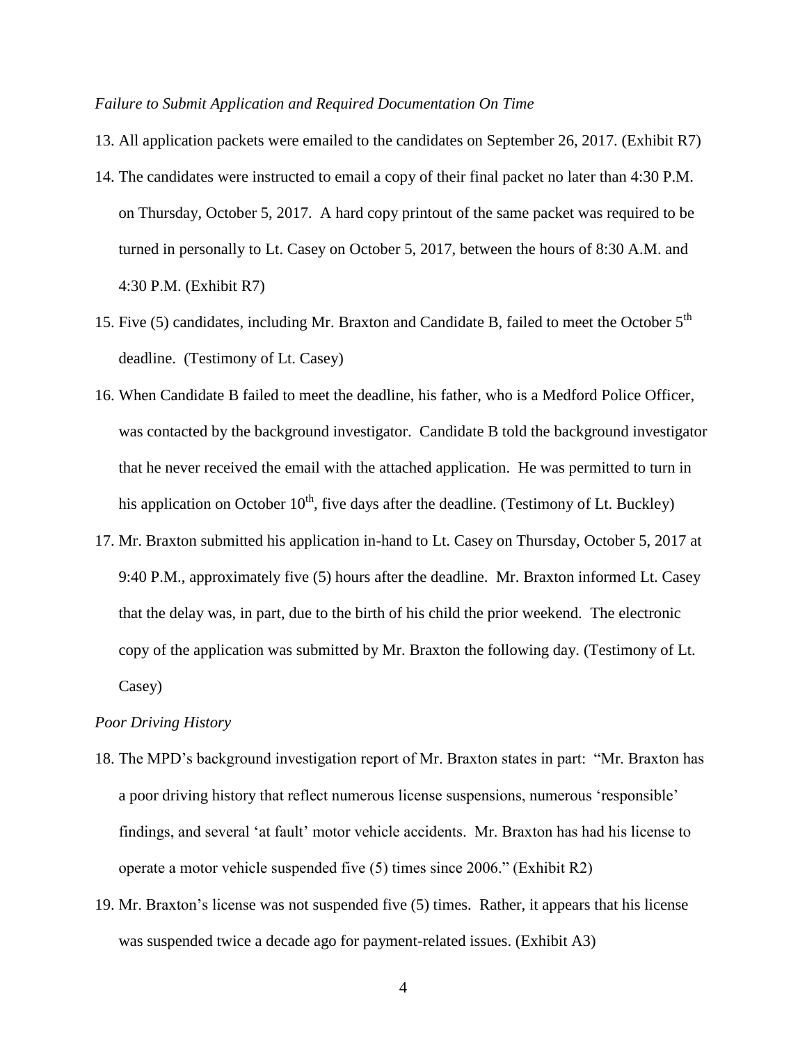*Failure to Submit Application and Required Documentation On Time*

13. All application packets were emailed to the candidates on September 26, 2017. (Exhibit R7)
14. The candidates were instructed to email a copy of their final packet no later than 4:30 P.M. on Thursday, October 5, 2017. A hard copy printout of the same packet was required to be turned in personally to Lt. Casey on October 5, 2017, between the hours of 8:30 A.M. and 4:30 P.M. (Exhibit R7)
15. Five (5) candidates, including Mr. Braxton and Candidate B, failed to meet the October 5th deadline. (Testimony of Lt. Casey)
16. When Candidate B failed to meet the deadline, his father, who is a Medford Police Officer, was contacted by the background investigator. Candidate B told the background investigator that he never received the email with the attached application. He was permitted to turn in his application on October 10th, five days after the deadline. (Testimony of Lt. Buckley)
17. Mr. Braxton submitted his application in-hand to Lt. Casey on Thursday, October 5, 2017 at 9:40 P.M., approximately five (5) hours after the deadline. Mr. Braxton informed Lt. Casey that the delay was, in part, due to the birth of his child the prior weekend. The electronic copy of the application was submitted by Mr. Braxton the following day. (Testimony of Lt. Casey)

*Poor Driving History*

18. The MPD's background investigation report of Mr. Braxton states in part: "Mr. Braxton has a poor driving history that reflect numerous license suspensions, numerous 'responsible' findings, and several 'at fault' motor vehicle accidents. Mr. Braxton has had his license to operate a motor vehicle suspended five (5) times since 2006." (Exhibit R2)
19. Mr. Braxton's license was not suspended five (5) times. Rather, it appears that his license was suspended twice a decade ago for payment-related issues. (Exhibit A3)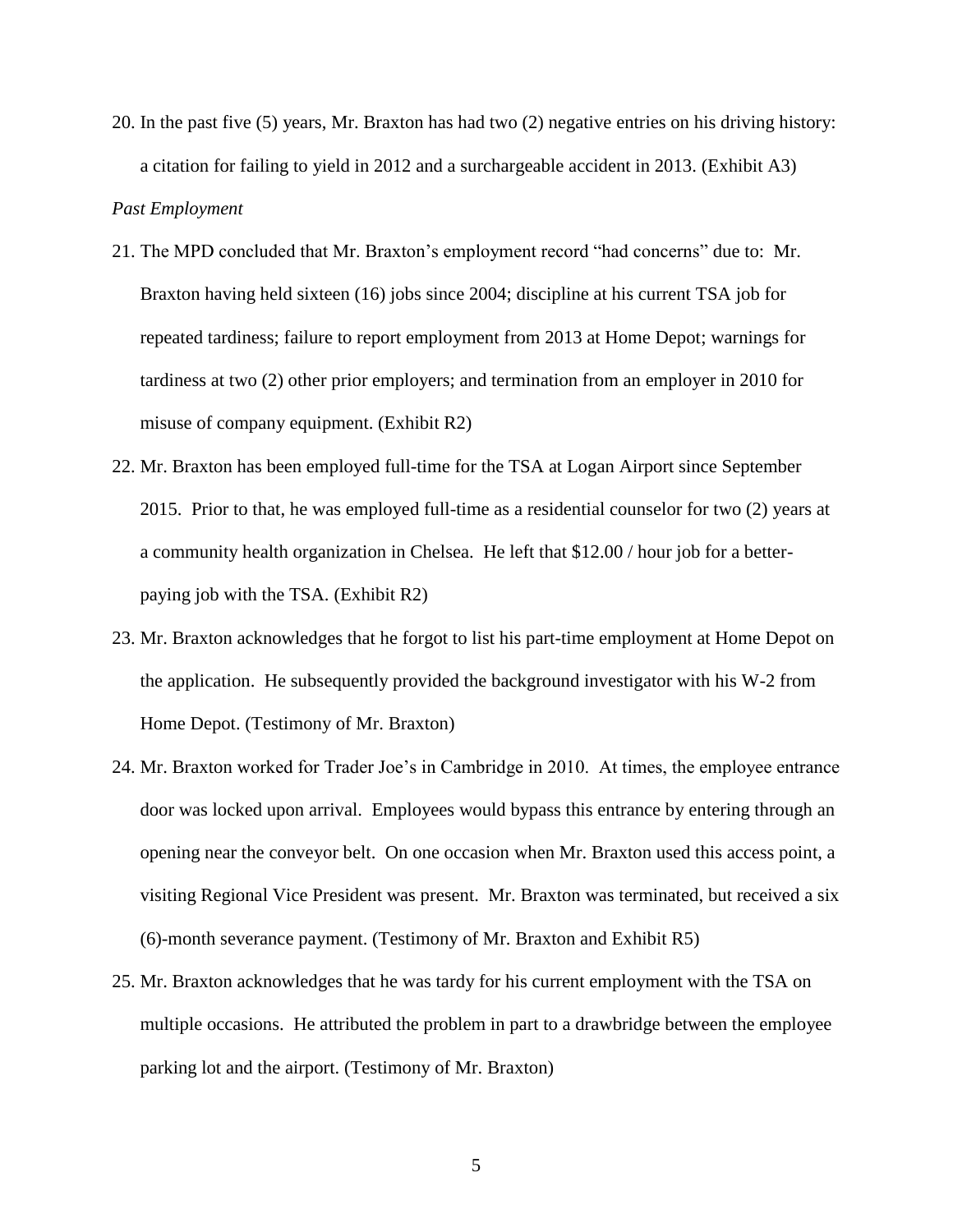20. In the past five (5) years, Mr. Braxton has had two (2) negative entries on his driving history: a citation for failing to yield in 2012 and a surchargeable accident in 2013. (Exhibit A3)

*Past Employment*

21. The MPD concluded that Mr. Braxton's employment record "had concerns" due to: Mr. Braxton having held sixteen (16) jobs since 2004; discipline at his current TSA job for repeated tardiness; failure to report employment from 2013 at Home Depot; warnings for tardiness at two (2) other prior employers; and termination from an employer in 2010 for misuse of company equipment. (Exhibit R2)

22. Mr. Braxton has been employed full-time for the TSA at Logan Airport since September 2015. Prior to that, he was employed full-time as a residential counselor for two (2) years at a community health organization in Chelsea. He left that $12.00 / hour job for a better-paying job with the TSA. (Exhibit R2)

23. Mr. Braxton acknowledges that he forgot to list his part-time employment at Home Depot on the application. He subsequently provided the background investigator with his W-2 from Home Depot. (Testimony of Mr. Braxton)

24. Mr. Braxton worked for Trader Joe's in Cambridge in 2010. At times, the employee entrance door was locked upon arrival. Employees would bypass this entrance by entering through an opening near the conveyor belt. On one occasion when Mr. Braxton used this access point, a visiting Regional Vice President was present. Mr. Braxton was terminated, but received a six (6)-month severance payment. (Testimony of Mr. Braxton and Exhibit R5)

25. Mr. Braxton acknowledges that he was tardy for his current employment with the TSA on multiple occasions. He attributed the problem in part to a drawbridge between the employee parking lot and the airport. (Testimony of Mr. Braxton)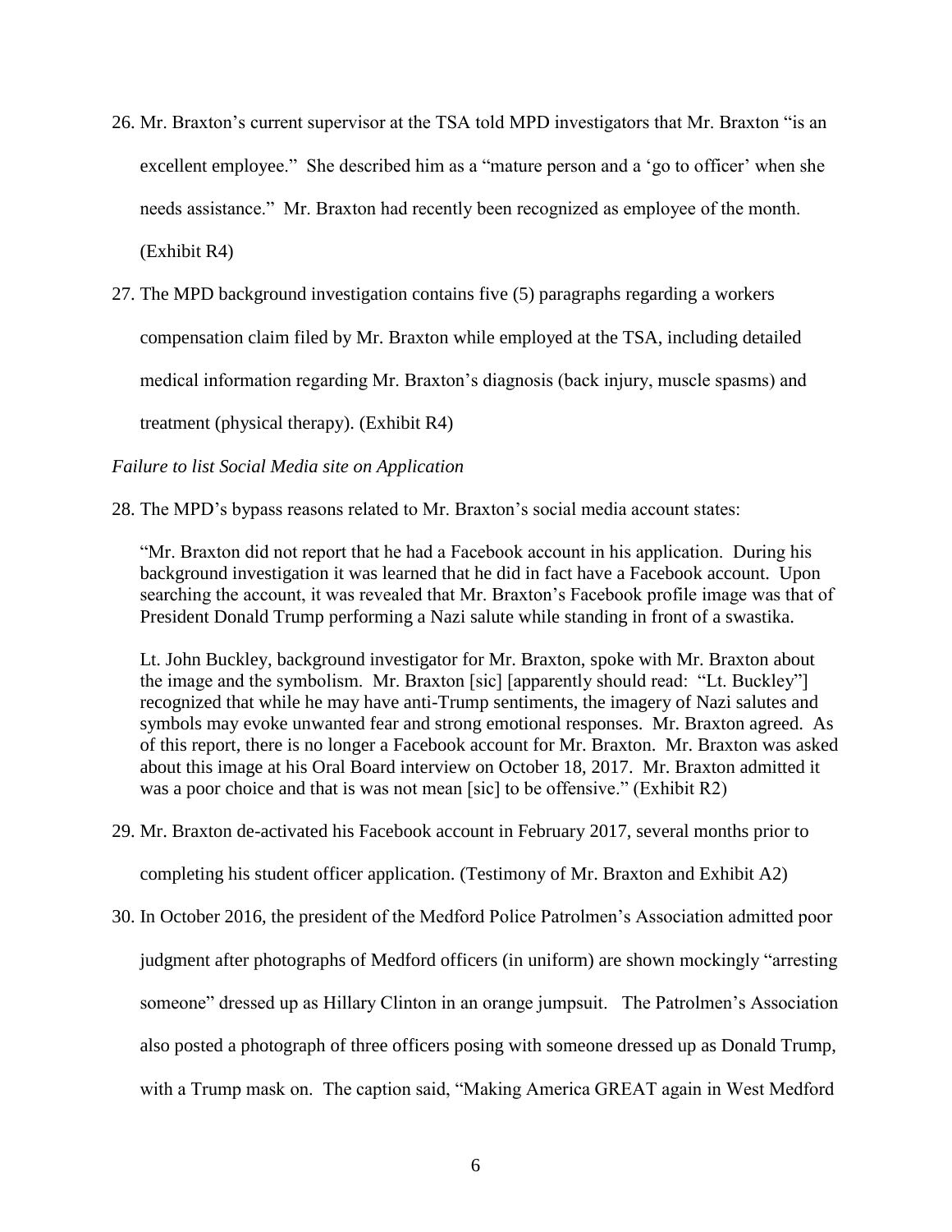26. Mr. Braxton's current supervisor at the TSA told MPD investigators that Mr. Braxton "is an excellent employee." She described him as a "mature person and a 'go to officer' when she needs assistance." Mr. Braxton had recently been recognized as employee of the month. (Exhibit R4)

27. The MPD background investigation contains five (5) paragraphs regarding a workers compensation claim filed by Mr. Braxton while employed at the TSA, including detailed medical information regarding Mr. Braxton's diagnosis (back injury, muscle spasms) and treatment (physical therapy). (Exhibit R4)

*Failure to list Social Media site on Application*

28. The MPD's bypass reasons related to Mr. Braxton's social media account states:

    "Mr. Braxton did not report that he had a Facebook account in his application. During his background investigation it was learned that he did in fact have a Facebook account. Upon searching the account, it was revealed that Mr. Braxton's Facebook profile image was that of President Donald Trump performing a Nazi salute while standing in front of a swastika.

    Lt. John Buckley, background investigator for Mr. Braxton, spoke with Mr. Braxton about the image and the symbolism. Mr. Braxton [sic] [apparently should read: "Lt. Buckley"] recognized that while he may have anti-Trump sentiments, the imagery of Nazi salutes and symbols may evoke unwanted fear and strong emotional responses. Mr. Braxton agreed. As of this report, there is no longer a Facebook account for Mr. Braxton. Mr. Braxton was asked about this image at his Oral Board interview on October 18, 2017. Mr. Braxton admitted it was a poor choice and that is was not mean [sic] to be offensive." (Exhibit R2)

29. Mr. Braxton de-activated his Facebook account in February 2017, several months prior to completing his student officer application. (Testimony of Mr. Braxton and Exhibit A2)

30. In October 2016, the president of the Medford Police Patrolmen's Association admitted poor judgment after photographs of Medford officers (in uniform) are shown mockingly "arresting someone" dressed up as Hillary Clinton in an orange jumpsuit. The Patrolmen's Association also posted a photograph of three officers posing with someone dressed up as Donald Trump, with a Trump mask on. The caption said, "Making America GREAT again in West Medford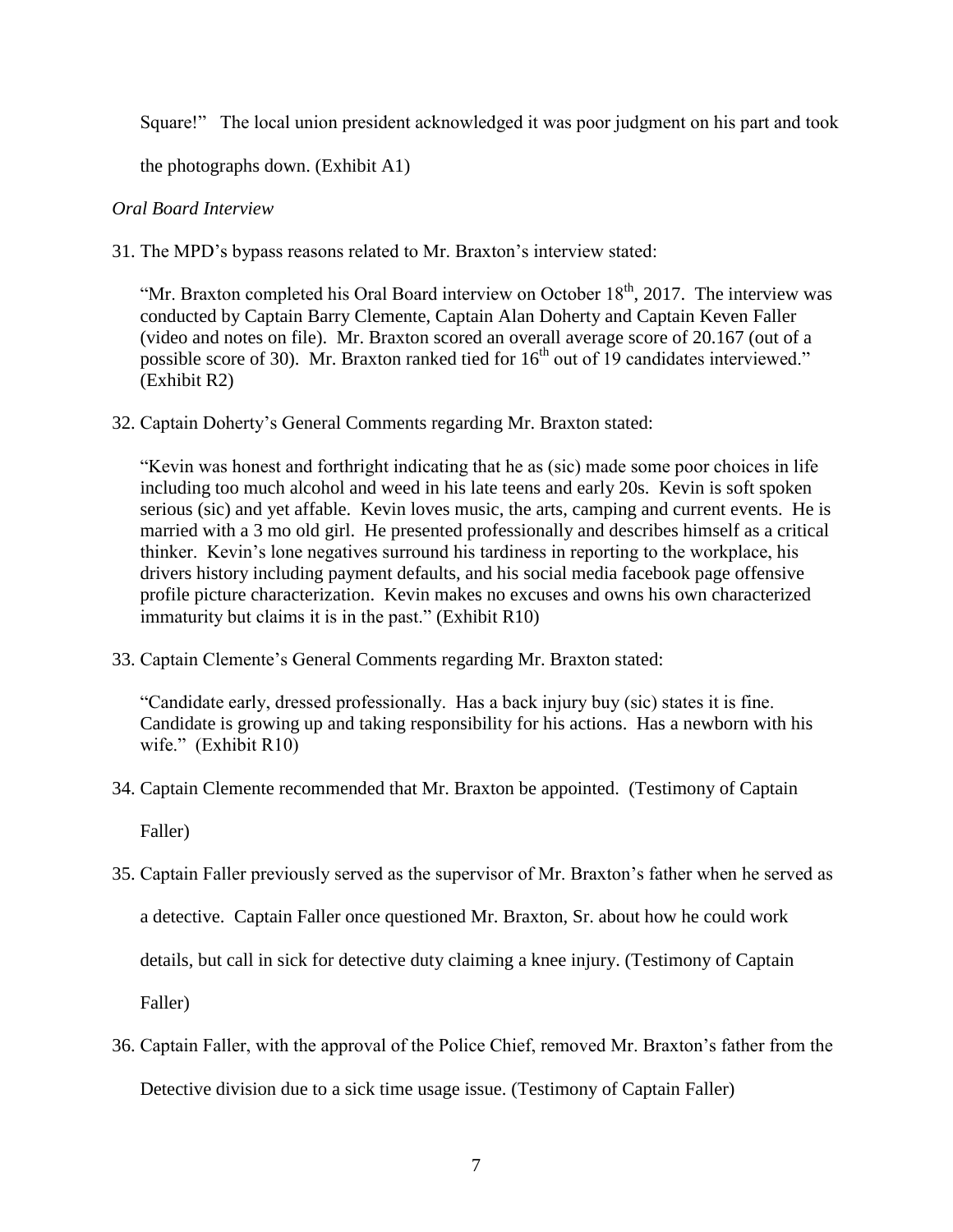Square!" The local union president acknowledged it was poor judgment on his part and took the photographs down. (Exhibit A1)

*Oral Board Interview*

31. The MPD's bypass reasons related to Mr. Braxton's interview stated:

    "Mr. Braxton completed his Oral Board interview on October 18th, 2017. The interview was conducted by Captain Barry Clemente, Captain Alan Doherty and Captain Keven Faller (video and notes on file). Mr. Braxton scored an overall average score of 20.167 (out of a possible score of 30). Mr. Braxton ranked tied for 16th out of 19 candidates interviewed." (Exhibit R2)

32. Captain Doherty's General Comments regarding Mr. Braxton stated:

    "Kevin was honest and forthright indicating that he as (sic) made some poor choices in life including too much alcohol and weed in his late teens and early 20s. Kevin is soft spoken serious (sic) and yet affable. Kevin loves music, the arts, camping and current events. He is married with a 3 mo old girl. He presented professionally and describes himself as a critical thinker. Kevin's lone negatives surround his tardiness in reporting to the workplace, his drivers history including payment defaults, and his social media facebook page offensive profile picture characterization. Kevin makes no excuses and owns his own characterized immaturity but claims it is in the past." (Exhibit R10)

33. Captain Clemente's General Comments regarding Mr. Braxton stated:

    "Candidate early, dressed professionally. Has a back injury buy (sic) states it is fine. Candidate is growing up and taking responsibility for his actions. Has a newborn with his wife." (Exhibit R10)

34. Captain Clemente recommended that Mr. Braxton be appointed. (Testimony of Captain Faller)

35. Captain Faller previously served as the supervisor of Mr. Braxton's father when he served as a detective. Captain Faller once questioned Mr. Braxton, Sr. about how he could work details, but call in sick for detective duty claiming a knee injury. (Testimony of Captain Faller)

36. Captain Faller, with the approval of the Police Chief, removed Mr. Braxton's father from the Detective division due to a sick time usage issue. (Testimony of Captain Faller)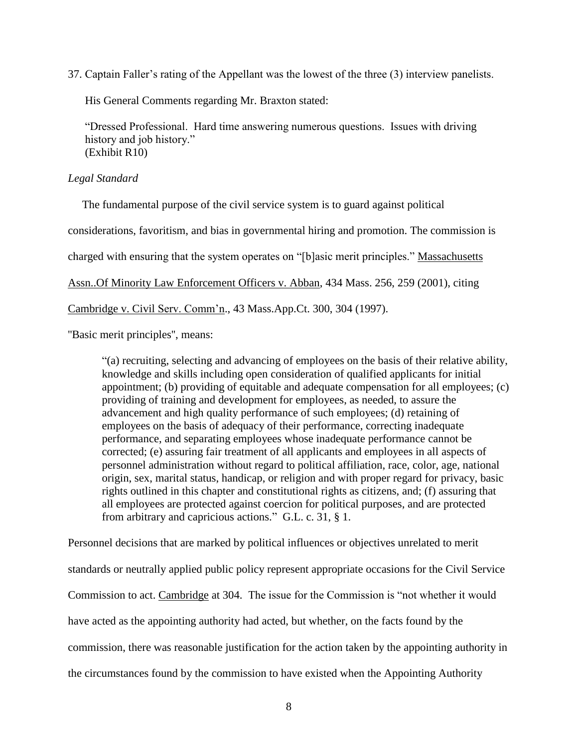37. Captain Faller's rating of the Appellant was the lowest of the three (3) interview panelists.

His General Comments regarding Mr. Braxton stated:

> "Dressed Professional. Hard time answering numerous questions. Issues with driving history and job history."
> (Exhibit R10)

*Legal Standard*

The fundamental purpose of the civil service system is to guard against political considerations, favoritism, and bias in governmental hiring and promotion. The commission is charged with ensuring that the system operates on "[b]asic merit principles." Massachusetts Assn..Of Minority Law Enforcement Officers v. Abban, 434 Mass. 256, 259 (2001), citing Cambridge v. Civil Serv. Comm'n., 43 Mass.App.Ct. 300, 304 (1997).

"Basic merit principles", means:

> "(a) recruiting, selecting and advancing of employees on the basis of their relative ability, knowledge and skills including open consideration of qualified applicants for initial appointment; (b) providing of equitable and adequate compensation for all employees; (c) providing of training and development for employees, as needed, to assure the advancement and high quality performance of such employees; (d) retaining of employees on the basis of adequacy of their performance, correcting inadequate performance, and separating employees whose inadequate performance cannot be corrected; (e) assuring fair treatment of all applicants and employees in all aspects of personnel administration without regard to political affiliation, race, color, age, national origin, sex, marital status, handicap, or religion and with proper regard for privacy, basic rights outlined in this chapter and constitutional rights as citizens, and; (f) assuring that all employees are protected against coercion for political purposes, and are protected from arbitrary and capricious actions." G.L. c. 31, § 1.

Personnel decisions that are marked by political influences or objectives unrelated to merit standards or neutrally applied public policy represent appropriate occasions for the Civil Service Commission to act. Cambridge at 304. The issue for the Commission is "not whether it would have acted as the appointing authority had acted, but whether, on the facts found by the commission, there was reasonable justification for the action taken by the appointing authority in the circumstances found by the commission to have existed when the Appointing Authority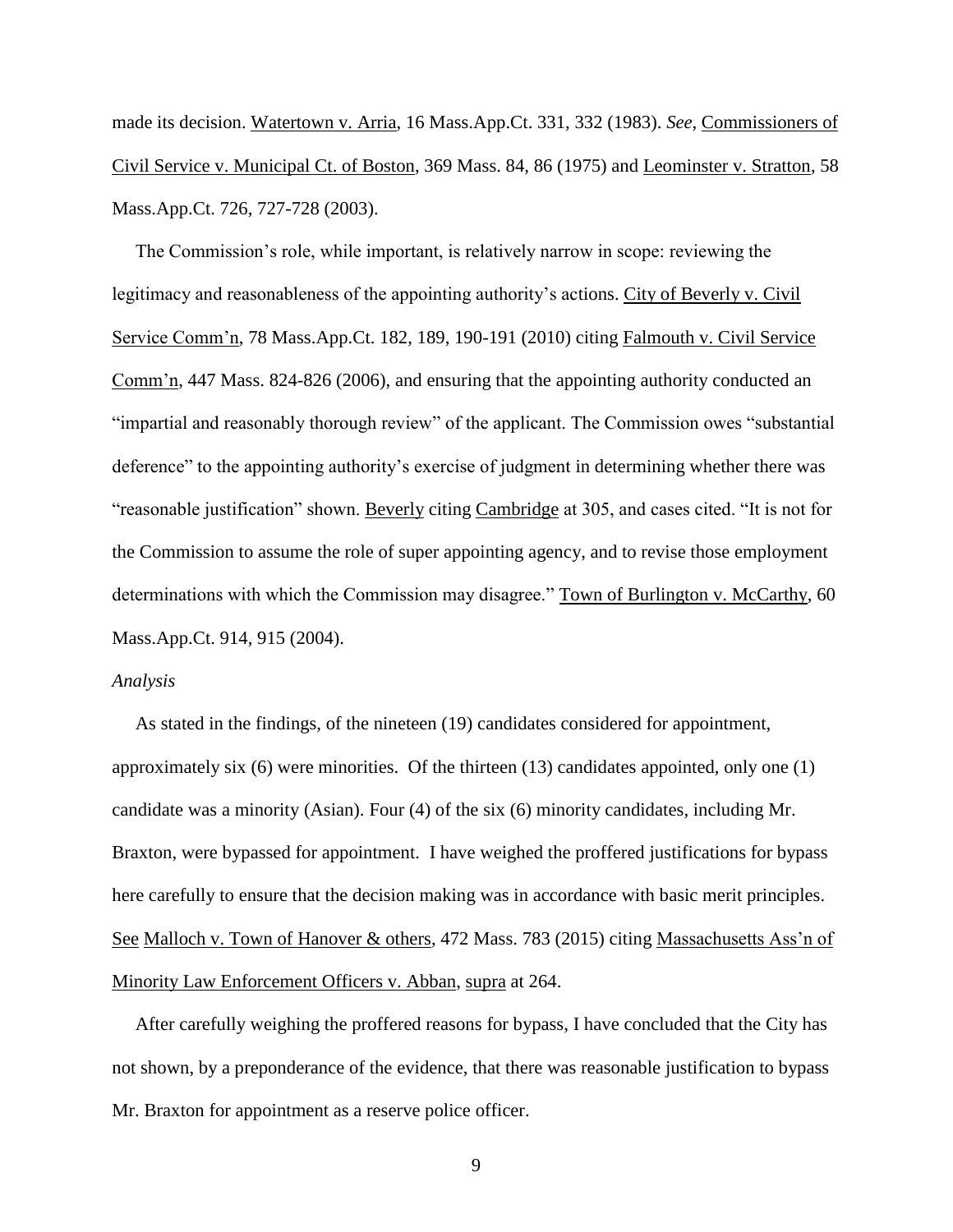made its decision. Watertown v. Arria, 16 Mass.App.Ct. 331, 332 (1983). *See*, Commissioners of Civil Service v. Municipal Ct. of Boston, 369 Mass. 84, 86 (1975) and Leominster v. Stratton, 58 Mass.App.Ct. 726, 727-728 (2003).

The Commission's role, while important, is relatively narrow in scope: reviewing the legitimacy and reasonableness of the appointing authority's actions. City of Beverly v. Civil Service Comm'n, 78 Mass.App.Ct. 182, 189, 190-191 (2010) citing Falmouth v. Civil Service Comm'n, 447 Mass. 824-826 (2006), and ensuring that the appointing authority conducted an "impartial and reasonably thorough review" of the applicant. The Commission owes "substantial deference" to the appointing authority's exercise of judgment in determining whether there was "reasonable justification" shown. Beverly citing Cambridge at 305, and cases cited. "It is not for the Commission to assume the role of super appointing agency, and to revise those employment determinations with which the Commission may disagree." Town of Burlington v. McCarthy, 60 Mass.App.Ct. 914, 915 (2004).

*Analysis*

As stated in the findings, of the nineteen (19) candidates considered for appointment, approximately six (6) were minorities. Of the thirteen (13) candidates appointed, only one (1) candidate was a minority (Asian). Four (4) of the six (6) minority candidates, including Mr. Braxton, were bypassed for appointment. I have weighed the proffered justifications for bypass here carefully to ensure that the decision making was in accordance with basic merit principles. See Malloch v. Town of Hanover & others, 472 Mass. 783 (2015) citing Massachusetts Ass'n of Minority Law Enforcement Officers v. Abban, supra at 264.

After carefully weighing the proffered reasons for bypass, I have concluded that the City has not shown, by a preponderance of the evidence, that there was reasonable justification to bypass Mr. Braxton for appointment as a reserve police officer.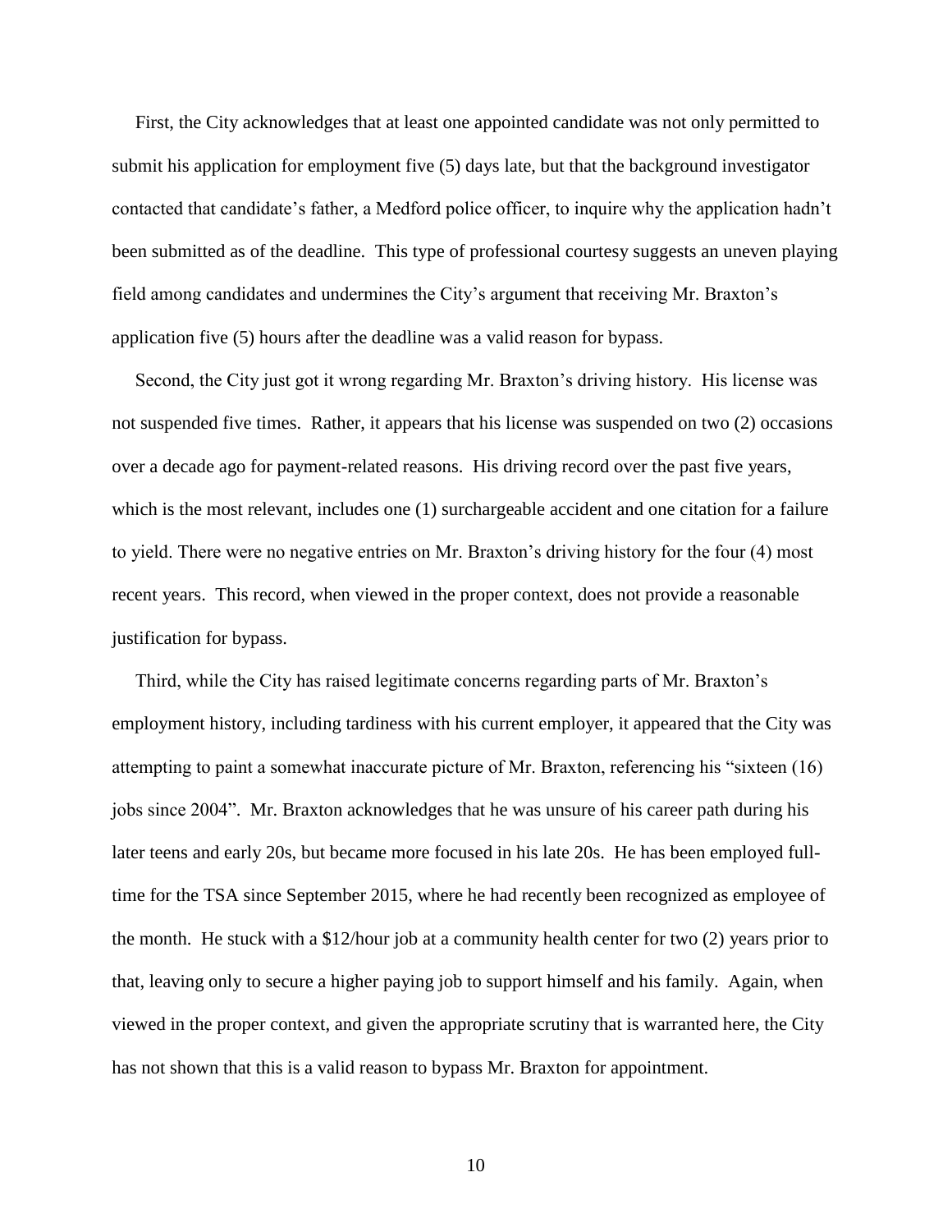First, the City acknowledges that at least one appointed candidate was not only permitted to submit his application for employment five (5) days late, but that the background investigator contacted that candidate's father, a Medford police officer, to inquire why the application hadn't been submitted as of the deadline. This type of professional courtesy suggests an uneven playing field among candidates and undermines the City's argument that receiving Mr. Braxton's application five (5) hours after the deadline was a valid reason for bypass.

Second, the City just got it wrong regarding Mr. Braxton's driving history. His license was not suspended five times. Rather, it appears that his license was suspended on two (2) occasions over a decade ago for payment-related reasons. His driving record over the past five years, which is the most relevant, includes one (1) surchargeable accident and one citation for a failure to yield. There were no negative entries on Mr. Braxton's driving history for the four (4) most recent years. This record, when viewed in the proper context, does not provide a reasonable justification for bypass.

Third, while the City has raised legitimate concerns regarding parts of Mr. Braxton's employment history, including tardiness with his current employer, it appeared that the City was attempting to paint a somewhat inaccurate picture of Mr. Braxton, referencing his "sixteen (16) jobs since 2004". Mr. Braxton acknowledges that he was unsure of his career path during his later teens and early 20s, but became more focused in his late 20s. He has been employed full-time for the TSA since September 2015, where he had recently been recognized as employee of the month. He stuck with a $12/hour job at a community health center for two (2) years prior to that, leaving only to secure a higher paying job to support himself and his family. Again, when viewed in the proper context, and given the appropriate scrutiny that is warranted here, the City has not shown that this is a valid reason to bypass Mr. Braxton for appointment.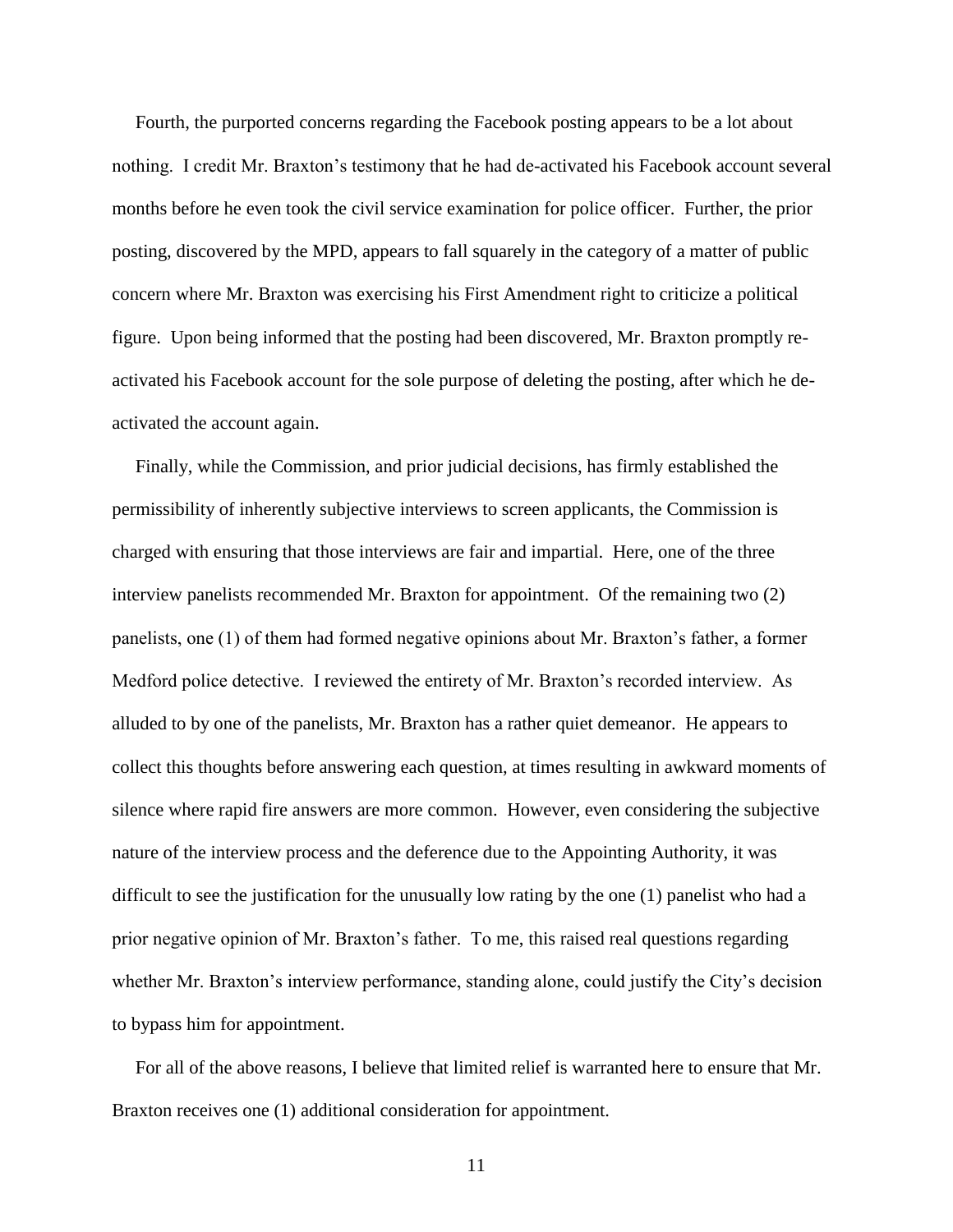Fourth, the purported concerns regarding the Facebook posting appears to be a lot about nothing. I credit Mr. Braxton's testimony that he had de-activated his Facebook account several months before he even took the civil service examination for police officer. Further, the prior posting, discovered by the MPD, appears to fall squarely in the category of a matter of public concern where Mr. Braxton was exercising his First Amendment right to criticize a political figure. Upon being informed that the posting had been discovered, Mr. Braxton promptly re-activated his Facebook account for the sole purpose of deleting the posting, after which he de-activated the account again.

Finally, while the Commission, and prior judicial decisions, has firmly established the permissibility of inherently subjective interviews to screen applicants, the Commission is charged with ensuring that those interviews are fair and impartial. Here, one of the three interview panelists recommended Mr. Braxton for appointment. Of the remaining two (2) panelists, one (1) of them had formed negative opinions about Mr. Braxton's father, a former Medford police detective. I reviewed the entirety of Mr. Braxton's recorded interview. As alluded to by one of the panelists, Mr. Braxton has a rather quiet demeanor. He appears to collect this thoughts before answering each question, at times resulting in awkward moments of silence where rapid fire answers are more common. However, even considering the subjective nature of the interview process and the deference due to the Appointing Authority, it was difficult to see the justification for the unusually low rating by the one (1) panelist who had a prior negative opinion of Mr. Braxton's father. To me, this raised real questions regarding whether Mr. Braxton's interview performance, standing alone, could justify the City's decision to bypass him for appointment.

For all of the above reasons, I believe that limited relief is warranted here to ensure that Mr. Braxton receives one (1) additional consideration for appointment.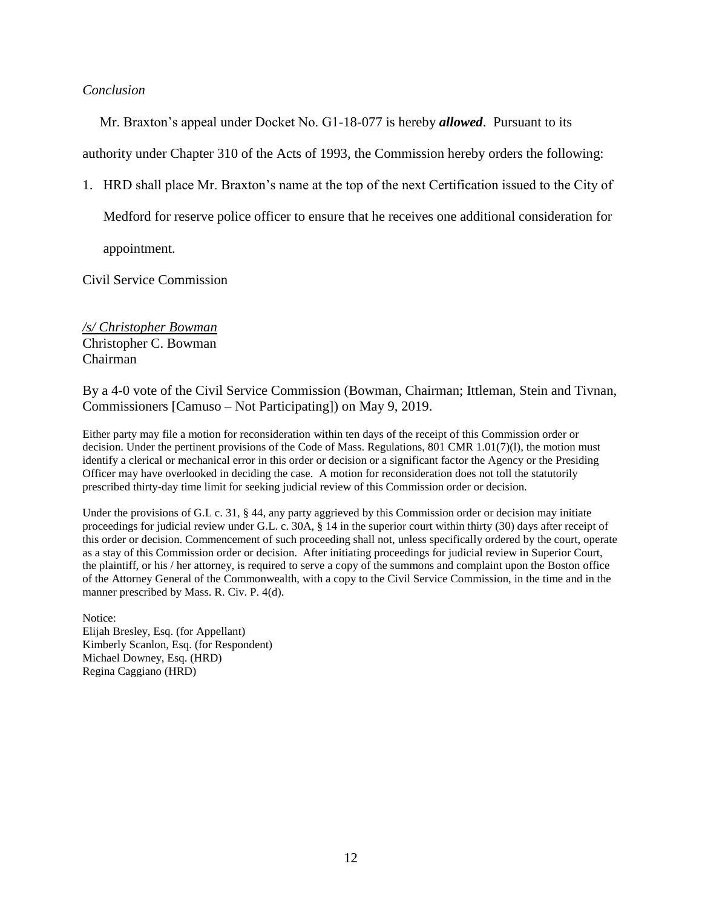*Conclusion*

Mr. Braxton's appeal under Docket No. G1-18-077 is hereby ***allowed***. Pursuant to its authority under Chapter 310 of the Acts of 1993, the Commission hereby orders the following:

1. HRD shall place Mr. Braxton's name at the top of the next Certification issued to the City of Medford for reserve police officer to ensure that he receives one additional consideration for appointment.

Civil Service Commission

*/s/ Christopher Bowman*
Christopher C. Bowman
Chairman

By a 4-0 vote of the Civil Service Commission (Bowman, Chairman; Ittleman, Stein and Tivnan, Commissioners [Camuso – Not Participating]) on May 9, 2019.

Either party may file a motion for reconsideration within ten days of the receipt of this Commission order or decision. Under the pertinent provisions of the Code of Mass. Regulations, 801 CMR 1.01(7)(l), the motion must identify a clerical or mechanical error in this order or decision or a significant factor the Agency or the Presiding Officer may have overlooked in deciding the case. A motion for reconsideration does not toll the statutorily prescribed thirty-day time limit for seeking judicial review of this Commission order or decision.

Under the provisions of G.L c. 31, § 44, any party aggrieved by this Commission order or decision may initiate proceedings for judicial review under G.L. c. 30A, § 14 in the superior court within thirty (30) days after receipt of this order or decision. Commencement of such proceeding shall not, unless specifically ordered by the court, operate as a stay of this Commission order or decision. After initiating proceedings for judicial review in Superior Court, the plaintiff, or his / her attorney, is required to serve a copy of the summons and complaint upon the Boston office of the Attorney General of the Commonwealth, with a copy to the Civil Service Commission, in the time and in the manner prescribed by Mass. R. Civ. P. 4(d).

Notice:
Elijah Bresley, Esq. (for Appellant)
Kimberly Scanlon, Esq. (for Respondent)
Michael Downey, Esq. (HRD)
Regina Caggiano (HRD)